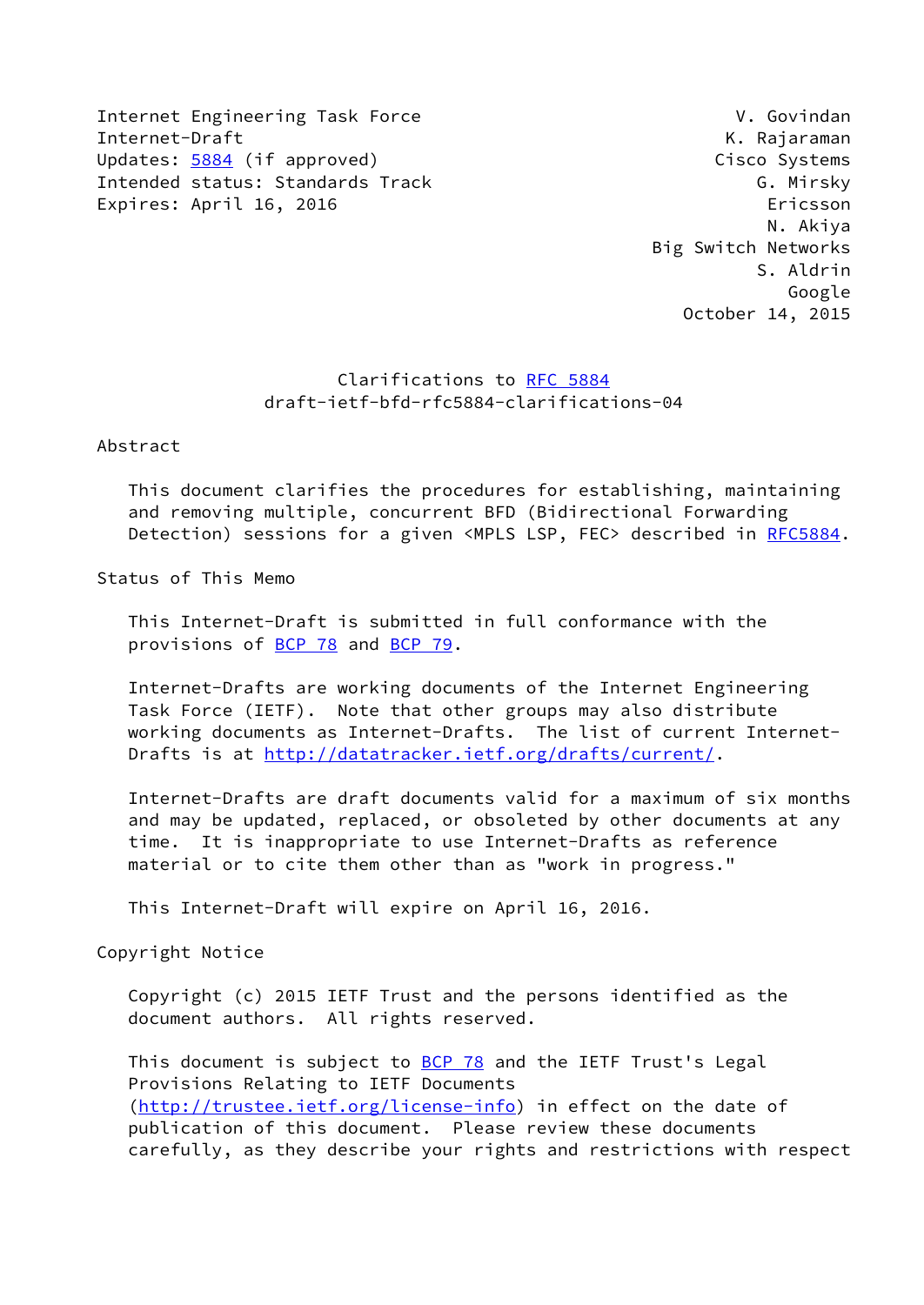Internet Engineering Task Force V. Govindan
Internet-Draft K. Rajaraman
Updates: 5884 (if approved) Cisco Systems
Intended status: Standards Track G. Mirsky
Expires: April 16, 2016 Ericsson
N. Akiya
Big Switch Networks
S. Aldrin
Google
October 14, 2015

# Clarifications to RFC 5884
## draft-ietf-bfd-rfc5884-clarifications-04

## Abstract

This document clarifies the procedures for establishing, maintaining and removing multiple, concurrent BFD (Bidirectional Forwarding Detection) sessions for a given <MPLS LSP, FEC> described in RFC5884.

## Status of This Memo

This Internet-Draft is submitted in full conformance with the provisions of BCP 78 and BCP 79.

Internet-Drafts are working documents of the Internet Engineering Task Force (IETF). Note that other groups may also distribute working documents as Internet-Drafts. The list of current Internet-Drafts is at http://datatracker.ietf.org/drafts/current/.

Internet-Drafts are draft documents valid for a maximum of six months and may be updated, replaced, or obsoleted by other documents at any time. It is inappropriate to use Internet-Drafts as reference material or to cite them other than as "work in progress."

This Internet-Draft will expire on April 16, 2016.

## Copyright Notice

Copyright (c) 2015 IETF Trust and the persons identified as the document authors. All rights reserved.

This document is subject to BCP 78 and the IETF Trust's Legal Provisions Relating to IETF Documents (http://trustee.ietf.org/license-info) in effect on the date of publication of this document. Please review these documents carefully, as they describe your rights and restrictions with respect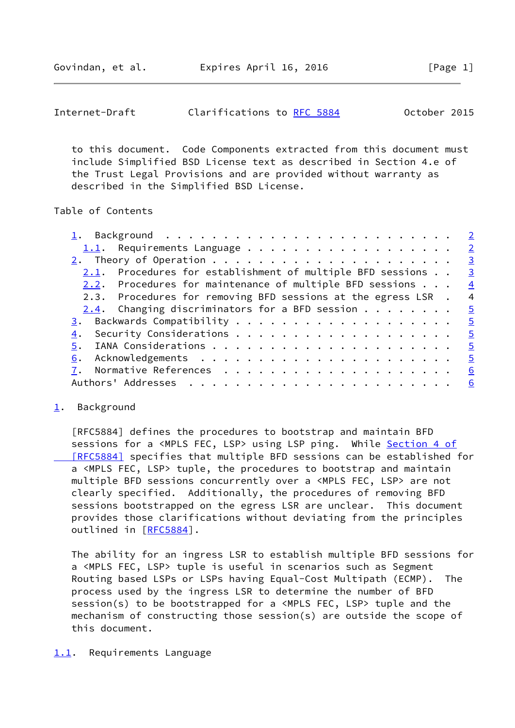to this document. Code Components extracted from this document must include Simplified BSD License text as described in Section 4.e of the Trust Legal Provisions and are provided without warranty as described in the Simplified BSD License.

Table of Contents

- 1. Background . . . . . . . . . . . . . . . . . . . . . . . . 2
  - 1.1. Requirements Language . . . . . . . . . . . . . . . . . . 2
- 2. Theory of Operation . . . . . . . . . . . . . . . . . . . . 3
  - 2.1. Procedures for establishment of multiple BFD sessions . . 3
  - 2.2. Procedures for maintenance of multiple BFD sessions . . . 4
  - 2.3. Procedures for removing BFD sessions at the egress LSR . 4
  - 2.4. Changing discriminators for a BFD session . . . . . . . . 5
- 3. Backwards Compatibility . . . . . . . . . . . . . . . . . . 5
- 4. Security Considerations . . . . . . . . . . . . . . . . . . 5
- 5. IANA Considerations . . . . . . . . . . . . . . . . . . . . 5
- 6. Acknowledgements . . . . . . . . . . . . . . . . . . . . . 5
- 7. Normative References . . . . . . . . . . . . . . . . . . . 6
- Authors' Addresses . . . . . . . . . . . . . . . . . . . . . . 6

## 1. Background

[RFC5884] defines the procedures to bootstrap and maintain BFD sessions for a <MPLS FEC, LSP> using LSP ping. While Section 4 of [RFC5884] specifies that multiple BFD sessions can be established for a <MPLS FEC, LSP> tuple, the procedures to bootstrap and maintain multiple BFD sessions concurrently over a <MPLS FEC, LSP> are not clearly specified. Additionally, the procedures of removing BFD sessions bootstrapped on the egress LSR are unclear. This document provides those clarifications without deviating from the principles outlined in [RFC5884].

The ability for an ingress LSR to establish multiple BFD sessions for a <MPLS FEC, LSP> tuple is useful in scenarios such as Segment Routing based LSPs or LSPs having Equal-Cost Multipath (ECMP). The process used by the ingress LSR to determine the number of BFD session(s) to be bootstrapped for a <MPLS FEC, LSP> tuple and the mechanism of constructing those session(s) are outside the scope of this document.

### 1.1. Requirements Language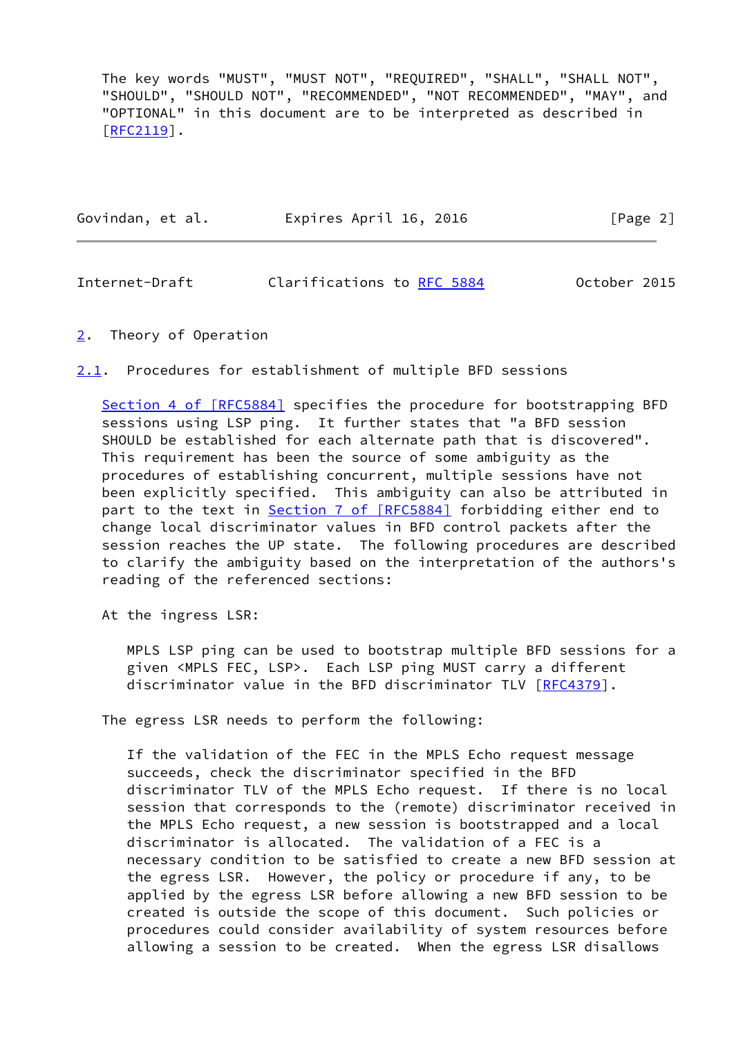The key words "MUST", "MUST NOT", "REQUIRED", "SHALL", "SHALL NOT", "SHOULD", "SHOULD NOT", "RECOMMENDED", "NOT RECOMMENDED", "MAY", and "OPTIONAL" in this document are to be interpreted as described in [RFC2119].

## 2. Theory of Operation

### 2.1. Procedures for establishment of multiple BFD sessions

Section 4 of [RFC5884] specifies the procedure for bootstrapping BFD sessions using LSP ping. It further states that "a BFD session SHOULD be established for each alternate path that is discovered". This requirement has been the source of some ambiguity as the procedures of establishing concurrent, multiple sessions have not been explicitly specified. This ambiguity can also be attributed in part to the text in Section 7 of [RFC5884] forbidding either end to change local discriminator values in BFD control packets after the session reaches the UP state. The following procedures are described to clarify the ambiguity based on the interpretation of the authors's reading of the referenced sections:

At the ingress LSR:

> MPLS LSP ping can be used to bootstrap multiple BFD sessions for a given <MPLS FEC, LSP>. Each LSP ping MUST carry a different discriminator value in the BFD discriminator TLV [RFC4379].

The egress LSR needs to perform the following:

> If the validation of the FEC in the MPLS Echo request message succeeds, check the discriminator specified in the BFD discriminator TLV of the MPLS Echo request. If there is no local session that corresponds to the (remote) discriminator received in the MPLS Echo request, a new session is bootstrapped and a local discriminator is allocated. The validation of a FEC is a necessary condition to be satisfied to create a new BFD session at the egress LSR. However, the policy or procedure if any, to be applied by the egress LSR before allowing a new BFD session to be created is outside the scope of this document. Such policies or procedures could consider availability of system resources before allowing a session to be created. When the egress LSR disallows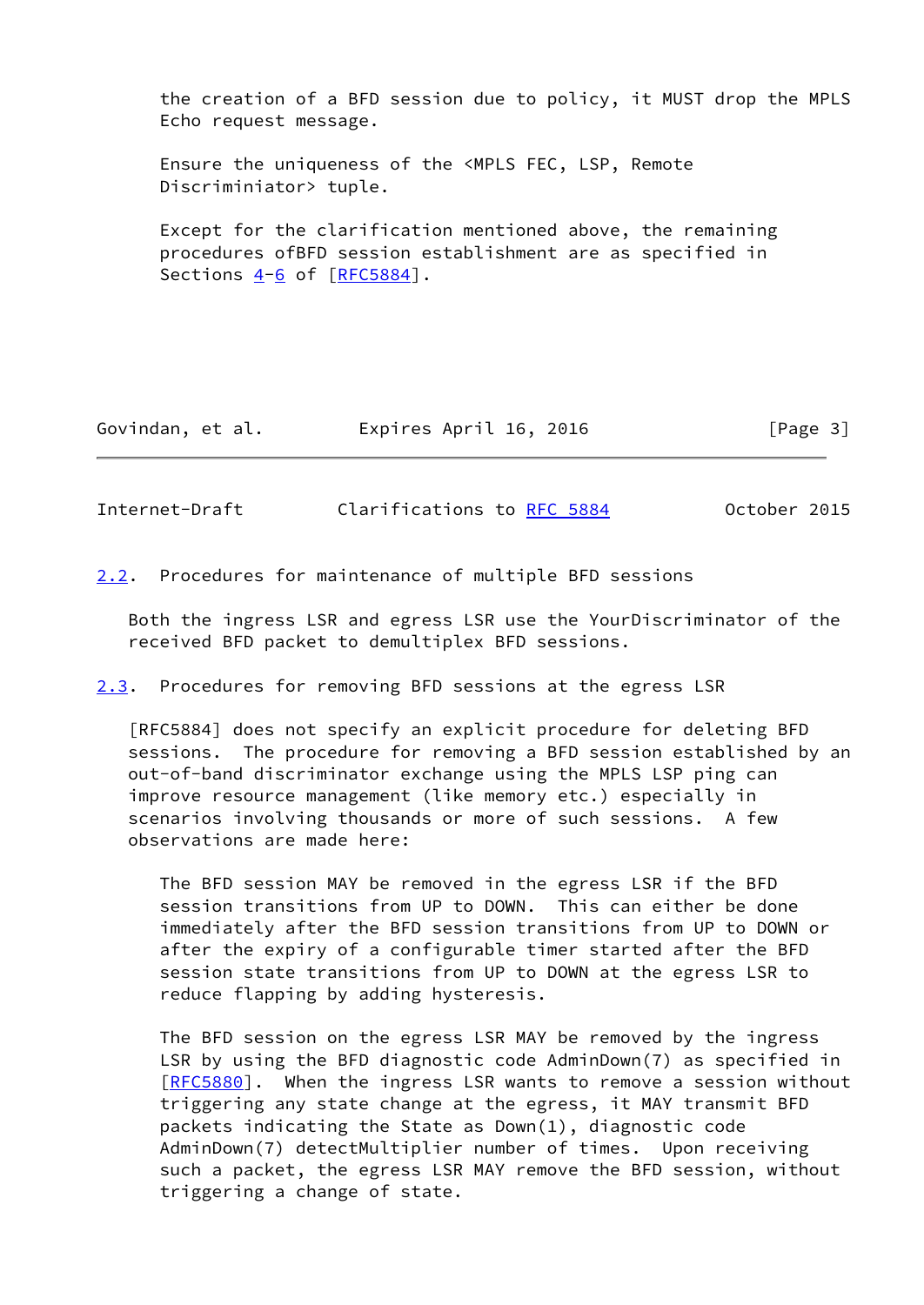the creation of a BFD session due to policy, it MUST drop the MPLS Echo request message.

Ensure the uniqueness of the <MPLS FEC, LSP, Remote Discriminiator> tuple.

Except for the clarification mentioned above, the remaining procedures ofBFD session establishment are as specified in Sections 4-6 of [RFC5884].

## 2.2. Procedures for maintenance of multiple BFD sessions

Both the ingress LSR and egress LSR use the YourDiscriminator of the received BFD packet to demultiplex BFD sessions.

## 2.3. Procedures for removing BFD sessions at the egress LSR

[RFC5884] does not specify an explicit procedure for deleting BFD sessions. The procedure for removing a BFD session established by an out-of-band discriminator exchange using the MPLS LSP ping can improve resource management (like memory etc.) especially in scenarios involving thousands or more of such sessions. A few observations are made here:

The BFD session MAY be removed in the egress LSR if the BFD session transitions from UP to DOWN. This can either be done immediately after the BFD session transitions from UP to DOWN or after the expiry of a configurable timer started after the BFD session state transitions from UP to DOWN at the egress LSR to reduce flapping by adding hysteresis.

The BFD session on the egress LSR MAY be removed by the ingress LSR by using the BFD diagnostic code AdminDown(7) as specified in [RFC5880]. When the ingress LSR wants to remove a session without triggering any state change at the egress, it MAY transmit BFD packets indicating the State as Down(1), diagnostic code AdminDown(7) detectMultiplier number of times. Upon receiving such a packet, the egress LSR MAY remove the BFD session, without triggering a change of state.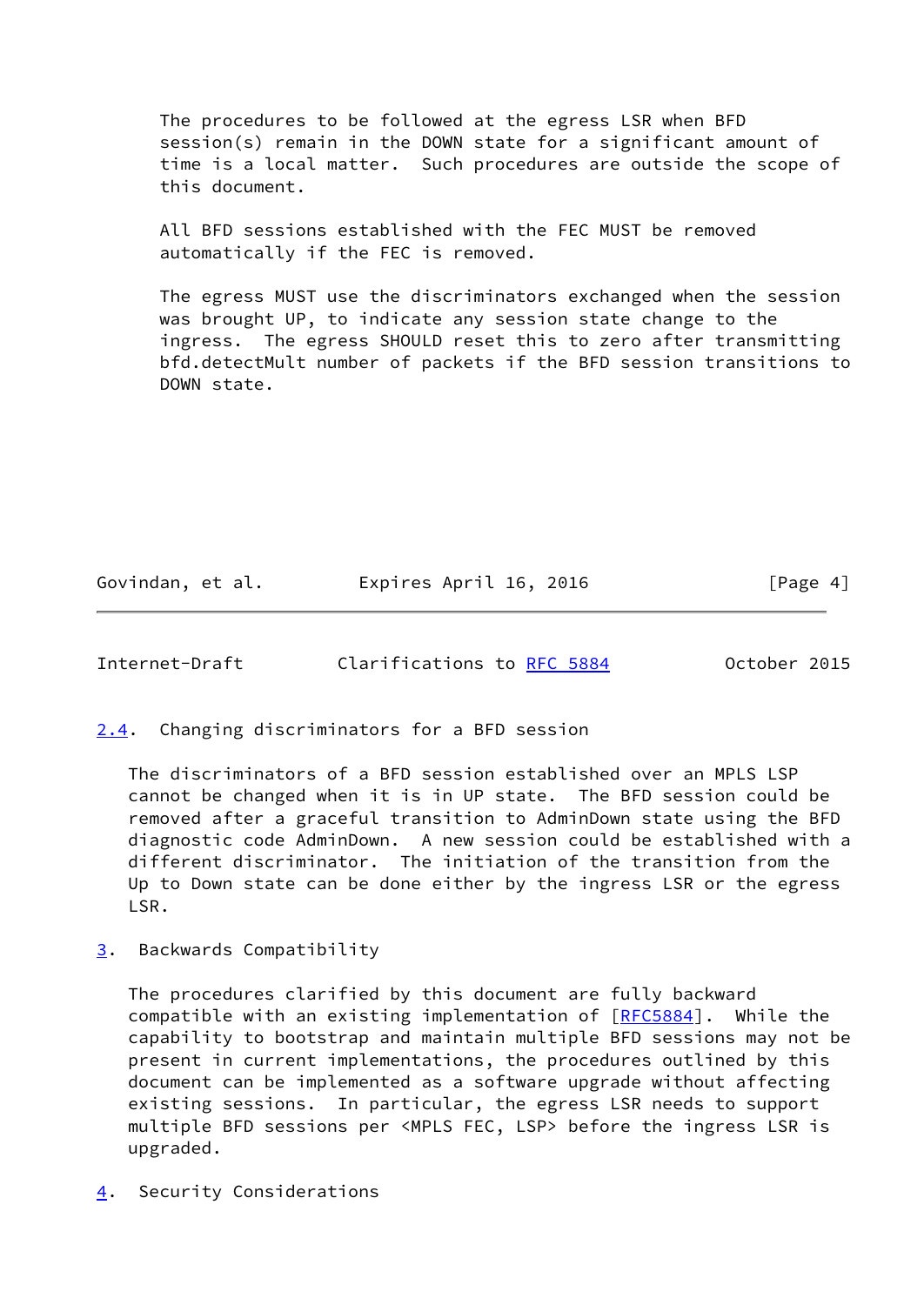The procedures to be followed at the egress LSR when BFD session(s) remain in the DOWN state for a significant amount of time is a local matter. Such procedures are outside the scope of this document.

All BFD sessions established with the FEC MUST be removed automatically if the FEC is removed.

The egress MUST use the discriminators exchanged when the session was brought UP, to indicate any session state change to the ingress. The egress SHOULD reset this to zero after transmitting bfd.detectMult number of packets if the BFD session transitions to DOWN state.

### 2.4. Changing discriminators for a BFD session

The discriminators of a BFD session established over an MPLS LSP cannot be changed when it is in UP state. The BFD session could be removed after a graceful transition to AdminDown state using the BFD diagnostic code AdminDown. A new session could be established with a different discriminator. The initiation of the transition from the Up to Down state can be done either by the ingress LSR or the egress LSR.

## 3. Backwards Compatibility

The procedures clarified by this document are fully backward compatible with an existing implementation of [RFC5884]. While the capability to bootstrap and maintain multiple BFD sessions may not be present in current implementations, the procedures outlined by this document can be implemented as a software upgrade without affecting existing sessions. In particular, the egress LSR needs to support multiple BFD sessions per <MPLS FEC, LSP> before the ingress LSR is upgraded.

## 4. Security Considerations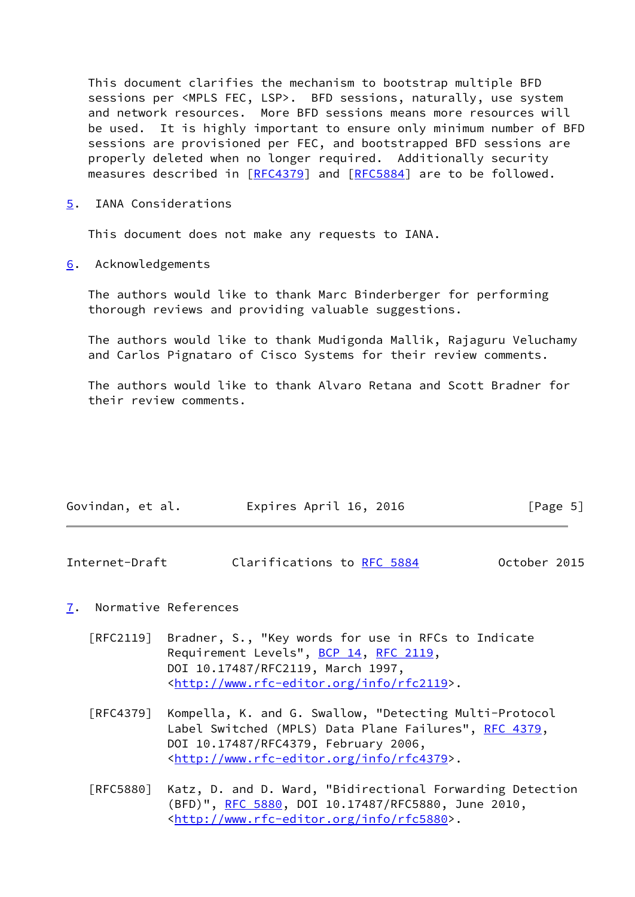This document clarifies the mechanism to bootstrap multiple BFD sessions per <MPLS FEC, LSP>. BFD sessions, naturally, use system and network resources. More BFD sessions means more resources will be used. It is highly important to ensure only minimum number of BFD sessions are provisioned per FEC, and bootstrapped BFD sessions are properly deleted when no longer required. Additionally security measures described in [RFC4379] and [RFC5884] are to be followed.

## 5. IANA Considerations

This document does not make any requests to IANA.

## 6. Acknowledgements

The authors would like to thank Marc Binderberger for performing thorough reviews and providing valuable suggestions.

The authors would like to thank Mudigonda Mallik, Rajaguru Veluchamy and Carlos Pignataro of Cisco Systems for their review comments.

The authors would like to thank Alvaro Retana and Scott Bradner for their review comments.

## 7. Normative References

[RFC2119] Bradner, S., "Key words for use in RFCs to Indicate Requirement Levels", BCP 14, RFC 2119, DOI 10.17487/RFC2119, March 1997, <http://www.rfc-editor.org/info/rfc2119>.

[RFC4379] Kompella, K. and G. Swallow, "Detecting Multi-Protocol Label Switched (MPLS) Data Plane Failures", RFC 4379, DOI 10.17487/RFC4379, February 2006, <http://www.rfc-editor.org/info/rfc4379>.

[RFC5880] Katz, D. and D. Ward, "Bidirectional Forwarding Detection (BFD)", RFC 5880, DOI 10.17487/RFC5880, June 2010, <http://www.rfc-editor.org/info/rfc5880>.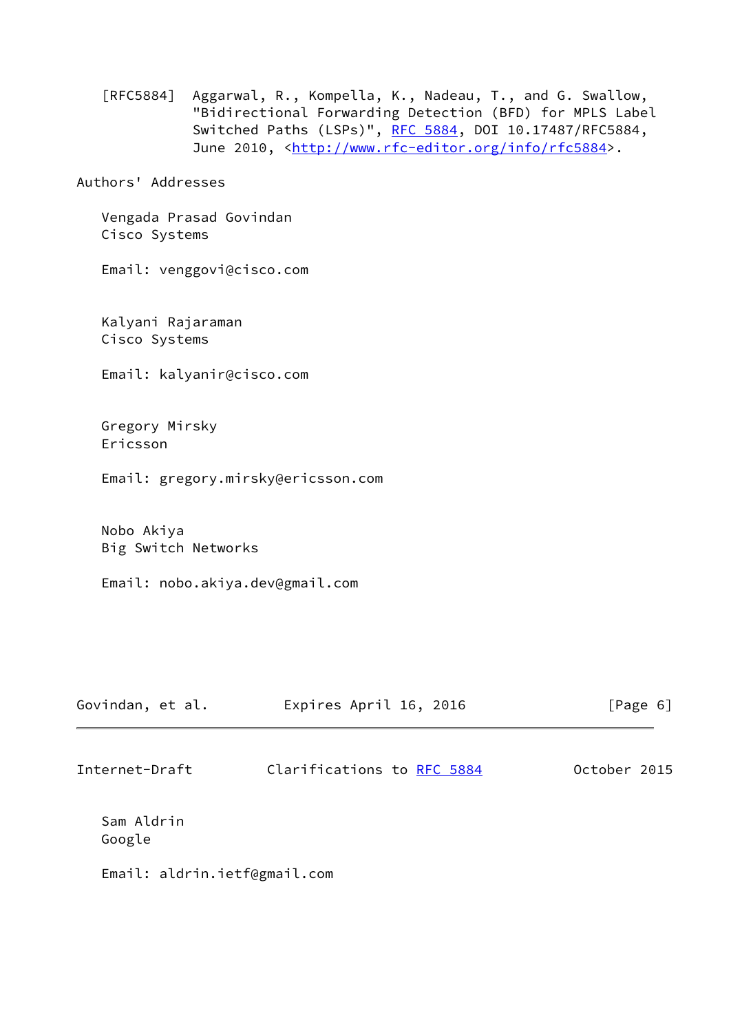[RFC5884] Aggarwal, R., Kompella, K., Nadeau, T., and G. Swallow, "Bidirectional Forwarding Detection (BFD) for MPLS Label Switched Paths (LSPs)", RFC 5884, DOI 10.17487/RFC5884, June 2010, <http://www.rfc-editor.org/info/rfc5884>.

## Authors' Addresses

Vengada Prasad Govindan
Cisco Systems

Email: venggovi@cisco.com

Kalyani Rajaraman
Cisco Systems

Email: kalyanir@cisco.com

Gregory Mirsky
Ericsson

Email: gregory.mirsky@ericsson.com

Nobo Akiya
Big Switch Networks

Email: nobo.akiya.dev@gmail.com

Sam Aldrin
Google

Email: aldrin.ietf@gmail.com